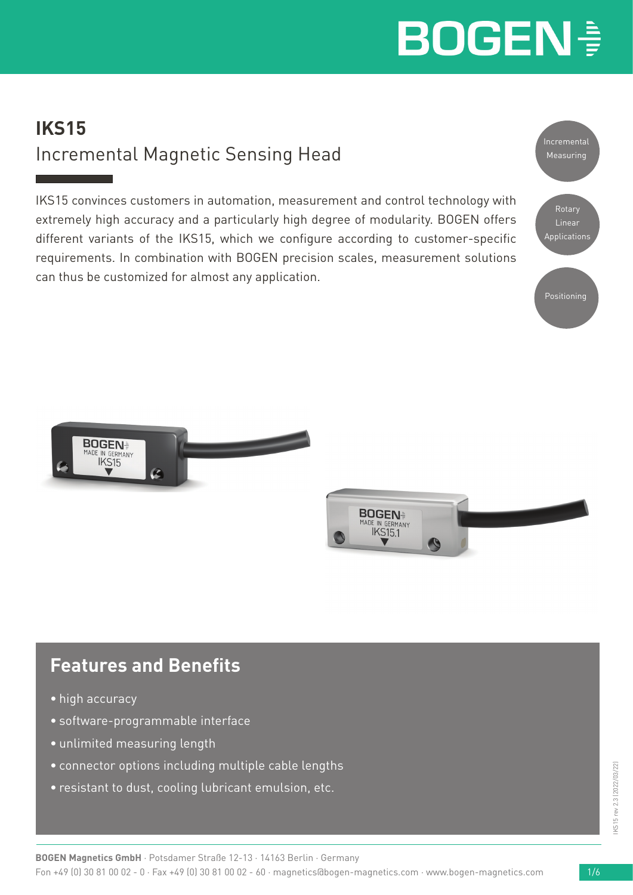# IKS15

## Incremental Magnetic Sensing Head

IKS15 convinces customers in automation, measurement and control technology with extremely high accuracy and a particularly high degree of modularity. BOGEN offers different variants of the IKS15, which we configure according to customer-specific requirements. In combination with BOGEN precision scales, measurement solutions can thus be customized for almost any application.

Incremental Measuring

Rotary Linear Applications

Positioning

## Features and Benefits

- high accuracy
- software-programmable interface
- unlimited measuring length
- connector options including multiple cable lengths
- resistant to dust, cooling lubricant emulsion, etc.

IKS15 rev 2.3 [2022/03/22]

**BOGEN Magnetics GmbH** · Potsdamer Straße 12-13 · 14163 Berlin · Germany
Fon +49 (0) 30 81 00 02 - 0 · Fax +49 (0) 30 81 00 02 - 60 · magnetics@bogen-magnetics.com · www.bogen-magnetics.com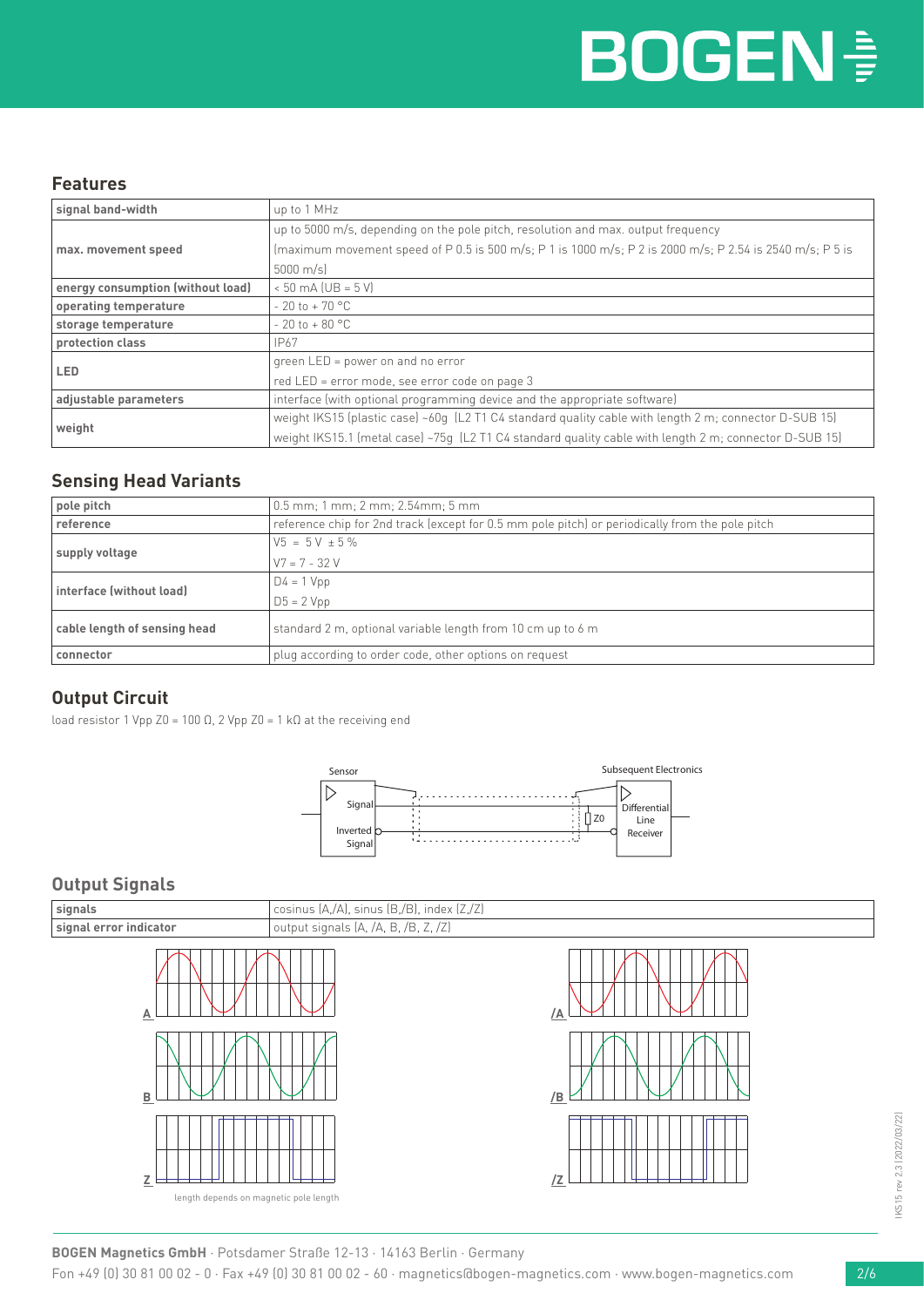## Features

| signal band-width | up to 1 MHz |
|---|---|
| max. movement speed | up to 5000 m/s, depending on the pole pitch, resolution and max. output frequency<br>(maximum movement speed of P 0.5 is 500 m/s; P 1 is 1000 m/s; P 2 is 2000 m/s; P 2.54 is 2540 m/s; P 5 is 5000 m/s) |
| energy consumption (without load) | < 50 mA (UB = 5 V) |
| operating temperature | - 20 to + 70 °C |
| storage temperature | - 20 to + 80 °C |
| protection class | IP67 |
| LED | green LED = power on and no error<br>red LED = error mode, see error code on page 3 |
| adjustable parameters | interface (with optional programming device and the appropriate software) |
| weight | weight IKS15 (plastic case) ~60g (L2 T1 C4 standard quality cable with length 2 m; connector D-SUB 15)<br>weight IKS15.1 (metal case) ~75g (L2 T1 C4 standard quality cable with length 2 m; connector D-SUB 15) |

## Sensing Head Variants

| pole pitch | 0.5 mm; 1 mm; 2 mm; 2.54mm; 5 mm |
|---|---|
| reference | reference chip for 2nd track (except for 0.5 mm pole pitch) or periodically from the pole pitch |
| supply voltage | V5 = 5 V ± 5 %<br>V7 = 7 - 32 V |
| interface (without load) | D4 = 1 Vpp<br>D5 = 2 Vpp |
| cable length of sensing head | standard 2 m, optional variable length from 10 cm up to 6 m |
| connector | plug according to order code, other options on request |

## Output Circuit

load resistor 1 Vpp Z0 = 100 Ω, 2 Vpp Z0 = 1 kΩ at the receiving end

Sensor — Signal — Inverted Signal — Z0 — Subsequent Electronics — Differential Line Receiver

## Output Signals

| signals | cosinus (A,/A), sinus (B,/B), index (Z,/Z) |
|---|---|
| signal error indicator | output signals (A, /A, B, /B, Z, /Z) |

A, B, Z, /A, /B, /Z

length depends on magnetic pole length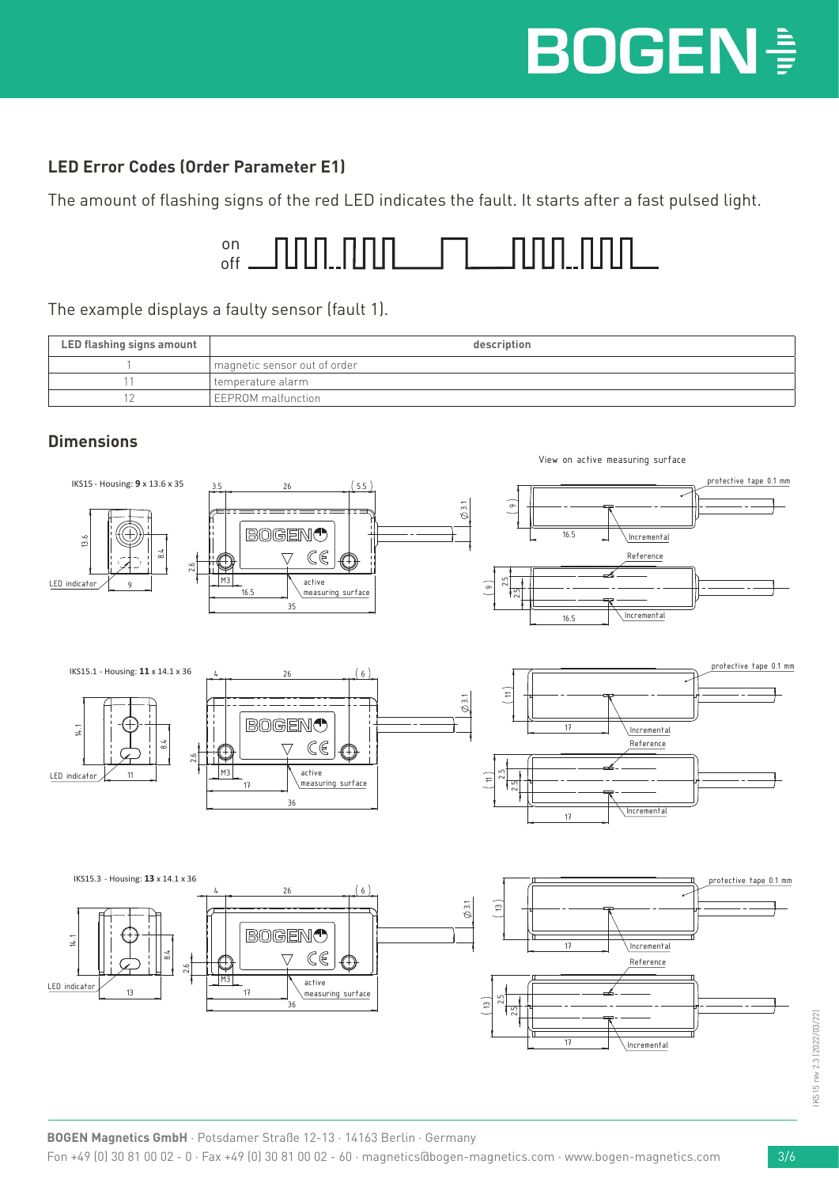## LED Error Codes (Order Parameter E1)

The amount of flashing signs of the red LED indicates the fault. It starts after a fast pulsed light.

The example displays a faulty sensor (fault 1).

| LED flashing signs amount | description |
|---|---|
| 1 | magnetic sensor out of order |
| 11 | temperature alarm |
| 12 | EEPROM malfunction |

## Dimensions

IKS15 - Housing: **9** x 13.6 x 35

IKS15.1 - Housing: **11** x 14.1 x 36

IKS15.3 - Housing: **13** x 14.1 x 36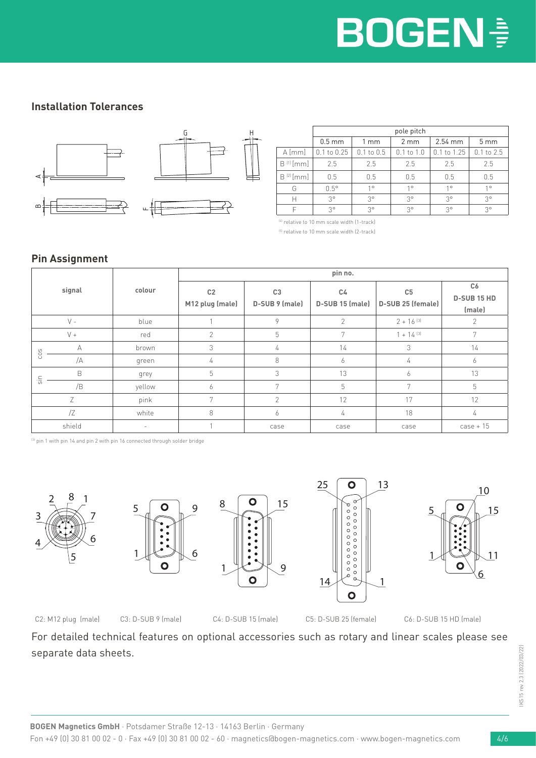## Installation Tolerances

| | pole pitch | | | | |
|---|---|---|---|---|---|
| | 0.5 mm | 1 mm | 2 mm | 2.54 mm | 5 mm |
| A [mm] | 0.1 to 0.25 | 0.1 to 0.5 | 0.1 to 1.0 | 0.1 to 1.25 | 0.1 to 2.5 |
| B [1] [mm] | 2.5 | 2.5 | 2.5 | 2.5 | 2.5 |
| B [2] [mm] | 0.5 | 0.5 | 0.5 | 0.5 | 0.5 |
| G | 0.5° | 1° | 1° | 1° | 1° |
| H | 3° | 3° | 3° | 3° | 3° |
| F | 3° | 3° | 3° | 3° | 3° |

[4] relative to 10 mm scale width (1-track)

[5] relative to 10 mm scale width (2-track)

## Pin Assignment

| signal | | colour | pin no. | | | | |
|---|---|---|---|---|---|---|---|
| | | | C2 M12 plug (male) | C3 D-SUB 9 (male) | C4 D-SUB 15 (male) | C5 D-SUB 25 (female) | C6 D-SUB 15 HD (male) |
| V - | | blue | 1 | 9 | 2 | 2 + 16 [3] | 2 |
| V + | | red | 2 | 5 | 7 | 1 + 14 [3] | 7 |
| cos | A | brown | 3 | 4 | 14 | 3 | 14 |
| | /A | green | 4 | 8 | 6 | 4 | 6 |
| sin | B | grey | 5 | 3 | 13 | 6 | 13 |
| | /B | yellow | 6 | 7 | 5 | 7 | 5 |
| Z | | pink | 7 | 2 | 12 | 17 | 12 |
| /Z | | white | 8 | 6 | 4 | 18 | 4 |
| shield | | - | 1 | case | case | case | case + 15 |

[3] pin 1 with pin 14 and pin 2 with pin 16 connected through solder bridge

C2: M12 plug (male) C3: D-SUB 9 (male) C4: D-SUB 15 (male) C5: D-SUB 25 (female) C6: D-SUB 15 HD (male)

For detailed technical features on optional accessories such as rotary and linear scales please see separate data sheets.

**BOGEN Magnetics GmbH** · Potsdamer Straße 12-13 · 14163 Berlin · Germany
Fon +49 (0) 30 81 00 02 - 0 · Fax +49 (0) 30 81 00 02 - 60 · magnetics@bogen-magnetics.com · www.bogen-magnetics.com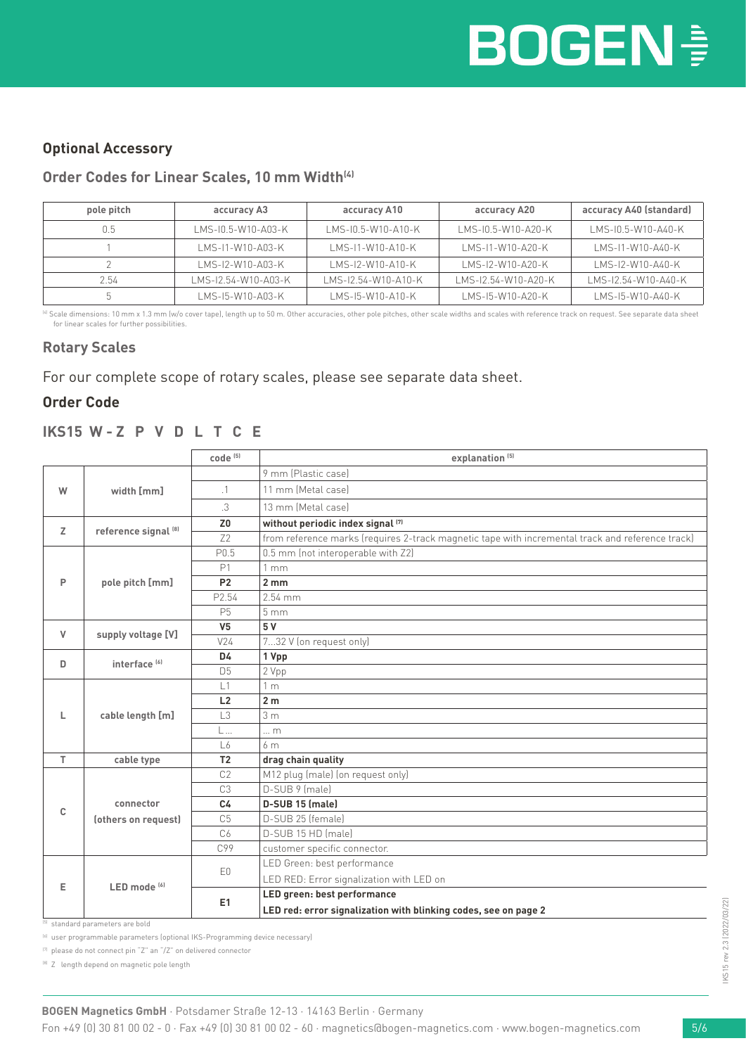## Optional Accessory

### Order Codes for Linear Scales, 10 mm Width[4]

| pole pitch | accuracy A3 | accuracy A10 | accuracy A20 | accuracy A40 (standard) |
|---|---|---|---|---|
| 0.5 | LMS-I0.5-W10-A03-K | LMS-I0.5-W10-A10-K | LMS-I0.5-W10-A20-K | LMS-I0.5-W10-A40-K |
| 1 | LMS-I1-W10-A03-K | LMS-I1-W10-A10-K | LMS-I1-W10-A20-K | LMS-I1-W10-A40-K |
| 2 | LMS-I2-W10-A03-K | LMS-I2-W10-A10-K | LMS-I2-W10-A20-K | LMS-I2-W10-A40-K |
| 2.54 | LMS-I2.54-W10-A03-K | LMS-I2.54-W10-A10-K | LMS-I2.54-W10-A20-K | LMS-I2.54-W10-A40-K |
| 5 | LMS-I5-W10-A03-K | LMS-I5-W10-A10-K | LMS-I5-W10-A20-K | LMS-I5-W10-A40-K |

[4] Scale dimensions: 10 mm x 1.3 mm (w/o cover tape), length up to 50 m. Other accuracies, other pole pitches, other scale widths and scales with reference track on request. See separate data sheet for linear scales for further possibilities.

## Rotary Scales

For our complete scope of rotary scales, please see separate data sheet.

## Order Code

### IKS15 W - Z P V D L T C E

| | | code [5] | explanation [5] |
|---|---|---|---|
| W | width [mm] | | 9 mm (Plastic case) |
| | | .1 | 11 mm (Metal case) |
| | | .3 | 13 mm (Metal case) |
| Z | reference signal [8] | **Z0** | **without periodic index signal [7]** |
| | | Z2 | from reference marks (requires 2-track magnetic tape with incremental track and reference track) |
| P | pole pitch [mm] | P0.5 | 0.5 mm (not interoperable with Z2) |
| | | P1 | 1 mm |
| | | **P2** | **2 mm** |
| | | P2.54 | 2.54 mm |
| | | P5 | 5 mm |
| V | supply voltage [V] | **V5** | **5 V** |
| | | V24 | 7...32 V (on request only) |
| D | interface [6] | **D4** | **1 Vpp** |
| | | D5 | 2 Vpp |
| L | cable length [m] | L1 | 1 m |
| | | **L2** | **2 m** |
| | | L3 | 3 m |
| | | L ... | ... m |
| | | L6 | 6 m |
| T | cable type | **T2** | **drag chain quality** |
| C | connector (others on request) | C2 | M12 plug (male) (on request only) |
| | | C3 | D-SUB 9 (male) |
| | | **C4** | **D-SUB 15 (male)** |
| | | C5 | D-SUB 25 (female) |
| | | C6 | D-SUB 15 HD (male) |
| | | C99 | customer specific connector. |
| E | LED mode [6] | E0 | LED Green: best performance<br>LED RED: Error signalization with LED on |
| | | **E1** | **LED green: best performance**<br>**LED red: error signalization with blinking codes, see on page 2** |

[5] standard parameters are bold

[6] user programmable parameters (optional IKS-Programming device necessary)

[7] please do not connect pin "Z" an "/Z" on delivered connector

[8] Z length depend on magnetic pole length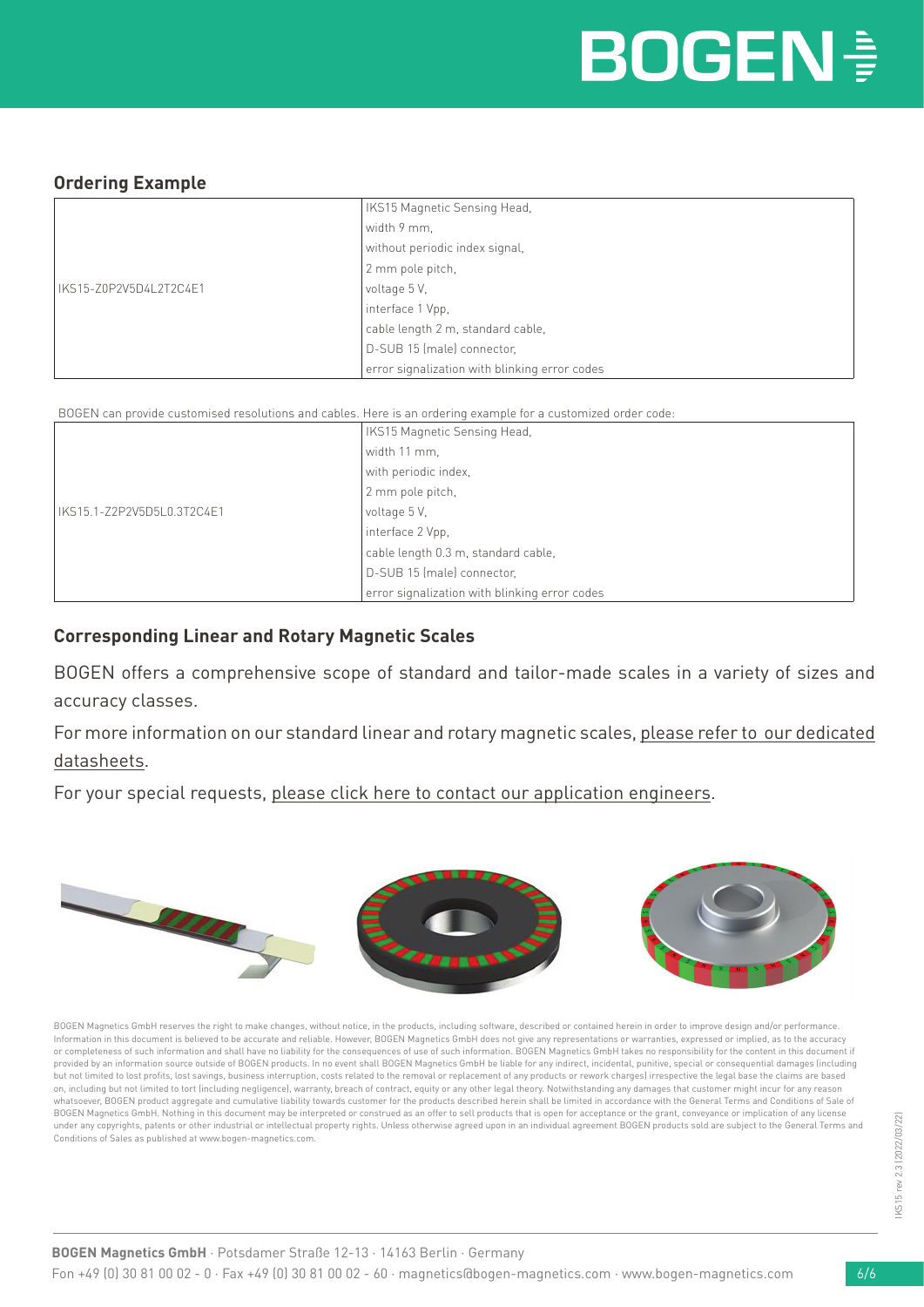## Ordering Example

| | |
|---|---|
| IKS15-Z0P2V5D4L2T2C4E1 | IKS15 Magnetic Sensing Head,<br>width 9 mm,<br>without periodic index signal,<br>2 mm pole pitch,<br>voltage 5 V,<br>interface 1 Vpp,<br>cable length 2 m, standard cable,<br>D-SUB 15 (male) connector,<br>error signalization with blinking error codes |

BOGEN can provide customised resolutions and cables. Here is an ordering example for a customized order code:

| | |
|---|---|
| IKS15.1-Z2P2V5D5L0.3T2C4E1 | IKS15 Magnetic Sensing Head,<br>width 11 mm,<br>with periodic index,<br>2 mm pole pitch,<br>voltage 5 V,<br>interface 2 Vpp,<br>cable length 0.3 m, standard cable,<br>D-SUB 15 (male) connector,<br>error signalization with blinking error codes |

## Corresponding Linear and Rotary Magnetic Scales

BOGEN offers a comprehensive scope of standard and tailor-made scales in a variety of sizes and accuracy classes.

For more information on our standard linear and rotary magnetic scales, please refer to our dedicated datasheets.

For your special requests, please click here to contact our application engineers.

BOGEN Magnetics GmbH reserves the right to make changes, without notice, in the products, including software, described or contained herein in order to improve design and/or performance. Information in this document is believed to be accurate and reliable. However, BOGEN Magnetics GmbH does not give any representations or warranties, expressed or implied, as to the accuracy or completeness of such information and shall have no liability for the consequences of use of such information. BOGEN Magnetics GmbH takes no responsibility for the content in this document if provided by an information source outside of BOGEN products. In no event shall BOGEN Magnetics GmbH be liable for any indirect, incidental, punitive, special or consequential damages (including but not limited to lost profits, lost savings, business interruption, costs related to the removal or replacement of any products or rework charges) irrespective the legal base the claims are based on, including but not limited to tort (including negligence), warranty, breach of contract, equity or any other legal theory. Notwithstanding any damages that customer might incur for any reason whatsoever, BOGEN product aggregate and cumulative liability towards customer for the products described herein shall be limited in accordance with the General Terms and Conditions of Sale of BOGEN Magnetics GmbH. Nothing in this document may be interpreted or construed as an offer to sell products that is open for acceptance or the grant, conveyance or implication of any license under any copyrights, patents or other industrial or intellectual property rights. Unless otherwise agreed upon in an individual agreement BOGEN products sold are subject to the General Terms and Conditions of Sales as published at www.bogen-magnetics.com.

**BOGEN Magnetics GmbH** · Potsdamer Straße 12-13 · 14163 Berlin · Germany
Fon +49 (0) 30 81 00 02 - 0 · Fax +49 (0) 30 81 00 02 - 60 · magnetics@bogen-magnetics.com · www.bogen-magnetics.com